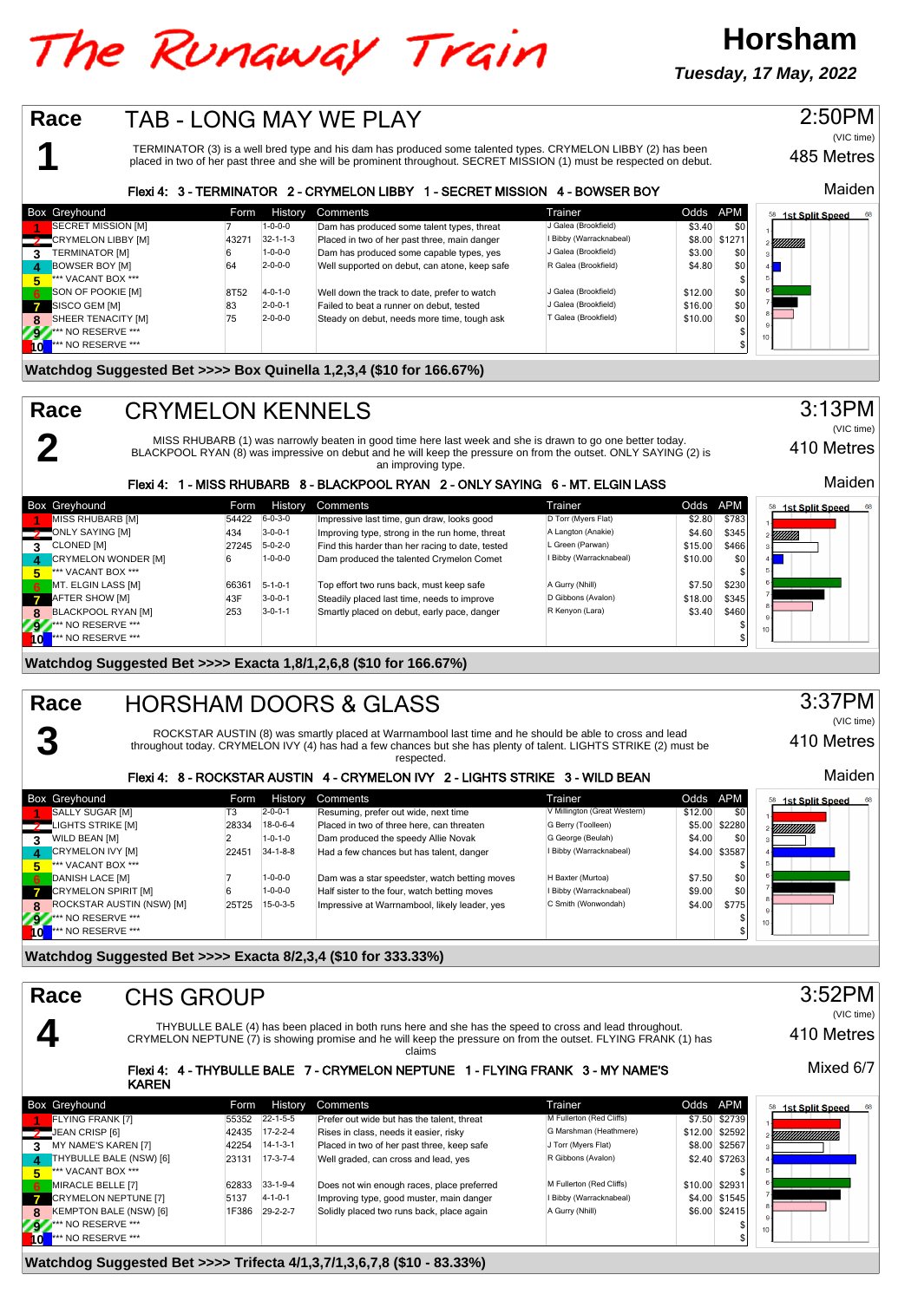# The Runaway Train

## Horsham

*Tuesday, 17 May, 2022*

---

## Race 1 — TAB - LONG MAY WE PLAY

2:50PM (VIC time) — 485 Metres — Maiden

TERMINATOR (3) is a well bred type and his dam has produced some talented types. CRYMELON LIBBY (2) has been placed in two of her past three and she will be prominent throughout. SECRET MISSION (1) must be respected on debut.

**Flexi 4: 3 - TERMINATOR 2 - CRYMELON LIBBY 1 - SECRET MISSION 4 - BOWSER BOY**

| Box | Greyhound | Form | History | Comments | Trainer | Odds | APM |
|---|---|---|---|---|---|---|---|
| 1 | SECRET MISSION [M] | 7 | 1-0-0-0 | Dam has produced some talent types, threat | J Galea (Brookfield) | $3.40 | $0 |
| 2 | CRYMELON LIBBY [M] | 43271 | 32-1-1-3 | Placed in two of her past three, main danger | I Bibby (Warracknabeal) | $8.00 | $1271 |
| 3 | TERMINATOR [M] | 6 | 1-0-0-0 | Dam has produced some capable types, yes | J Galea (Brookfield) | $3.00 | $0 |
| 4 | BOWSER BOY [M] | 64 | 2-0-0-0 | Well supported on debut, can atone, keep safe | R Galea (Brookfield) | $4.80 | $0 |
| 5 | *** VACANT BOX *** | | | | | | $ |
| 6 | SON OF POOKIE [M] | 8T52 | 4-0-1-0 | Well down the track to date, prefer to watch | J Galea (Brookfield) | $12.00 | $0 |
| 7 | SISCO GEM [M] | 83 | 2-0-0-1 | Failed to beat a runner on debut, tested | J Galea (Brookfield) | $16.00 | $0 |
| 8 | SHEER TENACITY [M] | 75 | 2-0-0-0 | Steady on debut, needs more time, tough ask | T Galea (Brookfield) | $10.00 | $0 |
| 9 | *** NO RESERVE *** | | | | | | $ |
| 10 | *** NO RESERVE *** | | | | | | $ |

**Watchdog Suggested Bet >>>> Box Quinella 1,2,3,4 ($10 for 166.67%)**

---

## Race 2 — CRYMELON KENNELS

3:13PM (VIC time) — 410 Metres — Maiden

MISS RHUBARB (1) was narrowly beaten in good time here last week and she is drawn to go one better today. BLACKPOOL RYAN (8) was impressive on debut and he will keep the pressure on from the outset. ONLY SAYING (2) is an improving type.

**Flexi 4: 1 - MISS RHUBARB 8 - BLACKPOOL RYAN 2 - ONLY SAYING 6 - MT. ELGIN LASS**

| Box | Greyhound | Form | History | Comments | Trainer | Odds | APM |
|---|---|---|---|---|---|---|---|
| 1 | MISS RHUBARB [M] | 54422 | 6-0-3-0 | Impressive last time, gun draw, looks good | D Torr (Myers Flat) | $2.80 | $783 |
| 2 | ONLY SAYING [M] | 434 | 3-0-0-1 | Improving type, strong in the run home, threat | A Langton (Anakie) | $4.60 | $345 |
| 3 | CLONED [M] | 27245 | 5-0-2-0 | Find this harder than her racing to date, tested | L Green (Parwan) | $15.00 | $466 |
| 4 | CRYMELON WONDER [M] | 6 | 1-0-0-0 | Dam produced the talented Crymelon Comet | I Bibby (Warracknabeal) | $10.00 | $0 |
| 5 | *** VACANT BOX *** | | | | | | $ |
| 6 | MT. ELGIN LASS [M] | 66361 | 5-1-0-1 | Top effort two runs back, must keep safe | A Gurry (Nhill) | $7.50 | $230 |
| 7 | AFTER SHOW [M] | 43F | 3-0-0-1 | Steadily placed last time, needs to improve | D Gibbons (Avalon) | $18.00 | $345 |
| 8 | BLACKPOOL RYAN [M] | 253 | 3-0-1-1 | Smartly placed on debut, early pace, danger | R Kenyon (Lara) | $3.40 | $460 |
| 9 | *** NO RESERVE *** | | | | | | $ |
| 10 | *** NO RESERVE *** | | | | | | $ |

**Watchdog Suggested Bet >>>> Exacta 1,8/1,2,6,8 ($10 for 166.67%)**

---

## Race 3 — HORSHAM DOORS & GLASS

3:37PM (VIC time) — 410 Metres — Maiden

ROCKSTAR AUSTIN (8) was smartly placed at Warrnambool last time and he should be able to cross and lead throughout today. CRYMELON IVY (4) has had a few chances but she has plenty of talent. LIGHTS STRIKE (2) must be respected.

**Flexi 4: 8 - ROCKSTAR AUSTIN 4 - CRYMELON IVY 2 - LIGHTS STRIKE 3 - WILD BEAN**

| Box | Greyhound | Form | History | Comments | Trainer | Odds | APM |
|---|---|---|---|---|---|---|---|
| 1 | SALLY SUGAR [M] | T3 | 2-0-0-1 | Resuming, prefer out wide, next time | V Millington (Great Western) | $12.00 | $0 |
| 2 | LIGHTS STRIKE [M] | 28334 | 18-0-6-4 | Placed in two of three here, can threaten | G Berry (Toolleen) | $5.00 | $2280 |
| 3 | WILD BEAN [M] | 2 | 1-0-1-0 | Dam produced the speedy Allie Novak | G George (Beulah) | $4.00 | $0 |
| 4 | CRYMELON IVY [M] | 22451 | 34-1-8-8 | Had a few chances but has talent, danger | I Bibby (Warracknabeal) | $4.00 | $3587 |
| 5 | *** VACANT BOX *** | | | | | | $ |
| 6 | DANISH LACE [M] | 7 | 1-0-0-0 | Dam was a star speedster, watch betting moves | H Baxter (Murtoa) | $7.50 | $0 |
| 7 | CRYMELON SPIRIT [M] | 6 | 1-0-0-0 | Half sister to the four, watch betting moves | I Bibby (Warracknabeal) | $9.00 | $0 |
| 8 | ROCKSTAR AUSTIN (NSW) [M] | 25T25 | 15-0-3-5 | Impressive at Warrnambool, likely leader, yes | C Smith (Wonwondah) | $4.00 | $775 |
| 9 | *** NO RESERVE *** | | | | | | $ |
| 10 | *** NO RESERVE *** | | | | | | $ |

**Watchdog Suggested Bet >>>> Exacta 8/2,3,4 ($10 for 333.33%)**

---

## Race 4 — CHS GROUP

3:52PM (VIC time) — 410 Metres — Mixed 6/7

THYBULLE BALE (4) has been placed in both runs here and she has the speed to cross and lead throughout. CRYMELON NEPTUNE (7) is showing promise and he will keep the pressure on from the outset. FLYING FRANK (1) has claims

**Flexi 4: 4 - THYBULLE BALE 7 - CRYMELON NEPTUNE 1 - FLYING FRANK 3 - MY NAME'S KAREN**

| Box | Greyhound | Form | History | Comments | Trainer | Odds | APM |
|---|---|---|---|---|---|---|---|
| 1 | FLYING FRANK [7] | 55352 | 22-1-5-5 | Prefer out wide but has the talent, threat | M Fullerton (Red Cliffs) | $7.50 | $2739 |
| 2 | JEAN CRISP [6] | 42435 | 17-2-2-4 | Rises in class, needs it easier, risky | G Marshman (Heathmere) | $12.00 | $2592 |
| 3 | MY NAME'S KAREN [7] | 42254 | 14-1-3-1 | Placed in two of her past three, keep safe | J Torr (Myers Flat) | $8.00 | $2567 |
| 4 | THYBULLE BALE (NSW) [6] | 23131 | 17-3-7-4 | Well graded, can cross and lead, yes | R Gibbons (Avalon) | $2.40 | $7263 |
| 5 | *** VACANT BOX *** | | | | | | $ |
| 6 | MIRACLE BELLE [7] | 62833 | 33-1-9-4 | Does not win enough races, place preferred | M Fullerton (Red Cliffs) | $10.00 | $2931 |
| 7 | CRYMELON NEPTUNE [7] | 5137 | 4-1-0-1 | Improving type, good muster, main danger | I Bibby (Warracknabeal) | $4.00 | $1545 |
| 8 | KEMPTON BALE (NSW) [6] | 1F386 | 29-2-2-7 | Solidly placed two runs back, place again | A Gurry (Nhill) | $6.00 | $2415 |
| 9 | *** NO RESERVE *** | | | | | | $ |
| 10 | *** NO RESERVE *** | | | | | | $ |

**Watchdog Suggested Bet >>>> Trifecta 4/1,3,7/1,3,6,7,8 ($10 - 83.33%)**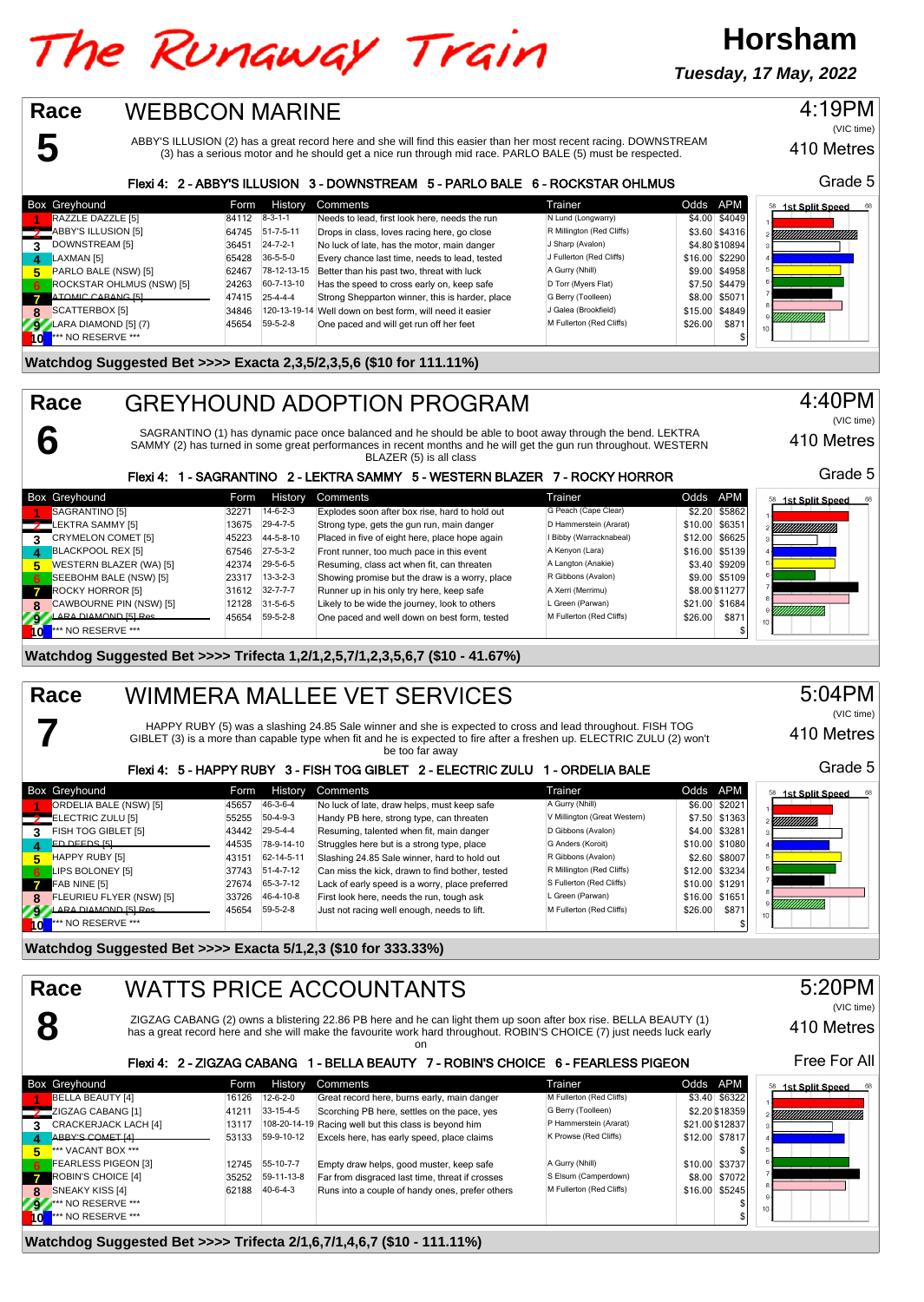# The Runaway Train

**Horsham**

*Tuesday, 17 May, 2022*

## Race 5 — WEBBCON MARINE

4:19PM (VIC time) — 410 Metres — Grade 5

ABBY'S ILLUSION (2) has a great record here and she will find this easier than her most recent racing. DOWNSTREAM (3) has a serious motor and he should get a nice run through mid race. PARLO BALE (5) must be respected.

**Flexi 4: 2 - ABBY'S ILLUSION 3 - DOWNSTREAM 5 - PARLO BALE 6 - ROCKSTAR OHLMUS**

| Box | Greyhound | Form | History | Comments | Trainer | Odds | APM |
|---|---|---|---|---|---|---|---|
| 1 | RAZZLE DAZZLE [5] | 84112 | 8-3-1-1 | Needs to lead, first look here, needs the run | N Lund (Longwarry) | $4.00 | $4049 |
| 2 | ABBY'S ILLUSION [5] | 64745 | 51-7-5-11 | Drops in class, loves racing here, go close | R Millington (Red Cliffs) | $3.60 | $4316 |
| 3 | DOWNSTREAM [5] | 36451 | 24-7-2-1 | No luck of late, has the motor, main danger | J Sharp (Avalon) | $4.80 | $10894 |
| 4 | LAXMAN [5] | 65428 | 36-5-5-0 | Every chance last time, needs to lead, tested | J Fullerton (Red Cliffs) | $16.00 | $2290 |
| 5 | PARLO BALE (NSW) [5] | 62467 | 78-12-13-15 | Better than his past two, threat with luck | A Gurry (Nhill) | $9.00 | $4958 |
| 6 | ROCKSTAR OHLMUS (NSW) [5] | 24263 | 60-7-13-10 | Has the speed to cross early on, keep safe | D Torr (Myers Flat) | $7.50 | $4479 |
| 7 | ATOMIC CABANG [5] | 47415 | 25-4-4-4 | Strong Shepparton winner, this is harder, place | G Berry (Toolleen) | $8.00 | $5071 |
| 8 | SCATTERBOX [5] | 34846 | 120-13-19-14 | Well down on best form, will need it easier | J Galea (Brookfield) | $15.00 | $4849 |
| 9 | LARA DIAMOND [5] (7) | 45654 | 59-5-2-8 | One paced and will get run off her feet | M Fullerton (Red Cliffs) | $26.00 | $871 |
| 10 | *** NO RESERVE *** | | | | | | $ |

**Watchdog Suggested Bet >>>> Exacta 2,3,5/2,3,5,6 ($10 for 111.11%)**

## Race 6 — GREYHOUND ADOPTION PROGRAM

4:40PM (VIC time) — 410 Metres — Grade 5

SAGRANTINO (1) has dynamic pace once balanced and he should be able to boot away through the bend. LEKTRA SAMMY (2) has turned in some great performances in recent months and he will get the gun run throughout. WESTERN BLAZER (5) is all class

**Flexi 4: 1 - SAGRANTINO 2 - LEKTRA SAMMY 5 - WESTERN BLAZER 7 - ROCKY HORROR**

| Box | Greyhound | Form | History | Comments | Trainer | Odds | APM |
|---|---|---|---|---|---|---|---|
| 1 | SAGRANTINO [5] | 32271 | 14-6-2-3 | Explodes soon after box rise, hard to hold out | G Peach (Cape Clear) | $2.20 | $5862 |
| 2 | LEKTRA SAMMY [5] | 13675 | 29-4-7-5 | Strong type, gets the gun run, main danger | D Hammerstein (Ararat) | $10.00 | $6351 |
| 3 | CRYMELON COMET [5] | 45223 | 44-5-8-10 | Placed in five of eight here, place hope again | I Bibby (Warracknabeal) | $12.00 | $6625 |
| 4 | BLACKPOOL REX [5] | 67546 | 27-5-3-2 | Front runner, too much pace in this event | A Kenyon (Lara) | $16.00 | $5139 |
| 5 | WESTERN BLAZER (WA) [5] | 42374 | 29-5-6-5 | Resuming, class act when fit, can threaten | A Langton (Anakie) | $3.40 | $9209 |
| 6 | SEEBOHM BALE (NSW) [5] | 23317 | 13-3-2-3 | Showing promise but the draw is a worry, place | R Gibbons (Avalon) | $9.00 | $5109 |
| 7 | ROCKY HORROR [5] | 31612 | 32-7-7-7 | Runner up in his only try here, keep safe | A Xerri (Merrimu) | $8.00 | $11277 |
| 8 | CAWBOURNE PIN (NSW) [5] | 12128 | 31-5-6-5 | Likely to be wide the journey, look to others | L Green (Parwan) | $21.00 | $1684 |
| 9 | LARA DIAMOND [5] Res. | 45654 | 59-5-2-8 | One paced and well down on best form, tested | M Fullerton (Red Cliffs) | $26.00 | $871 |
| 10 | *** NO RESERVE *** | | | | | | $ |

**Watchdog Suggested Bet >>>> Trifecta 1,2/1,2,5,7/1,2,3,5,6,7 ($10 - 41.67%)**

## Race 7 — WIMMERA MALLEE VET SERVICES

5:04PM (VIC time) — 410 Metres — Grade 5

HAPPY RUBY (5) was a slashing 24.85 Sale winner and she is expected to cross and lead throughout. FISH TOG GIBLET (3) is a more than capable type when fit and he is expected to fire after a freshen up. ELECTRIC ZULU (2) won't be too far away

**Flexi 4: 5 - HAPPY RUBY 3 - FISH TOG GIBLET 2 - ELECTRIC ZULU 1 - ORDELIA BALE**

| Box | Greyhound | Form | History | Comments | Trainer | Odds | APM |
|---|---|---|---|---|---|---|---|
| 1 | ORDELIA BALE (NSW) [5] | 45657 | 46-3-6-4 | No luck of late, draw helps, must keep safe | A Gurry (Nhill) | $6.00 | $2021 |
| 2 | ELECTRIC ZULU [5] | 55255 | 50-4-9-3 | Handy PB here, strong type, can threaten | V Millington (Great Western) | $7.50 | $1363 |
| 3 | FISH TOG GIBLET [5] | 43442 | 29-5-4-4 | Resuming, talented when fit, main danger | D Gibbons (Avalon) | $4.00 | $3281 |
| 4 | ED DEEDS [5] | 44535 | 78-9-14-10 | Struggles here but is a strong type, place | G Anders (Koroit) | $10.00 | $1080 |
| 5 | HAPPY RUBY [5] | 43151 | 62-14-5-11 | Slashing 24.85 Sale winner, hard to hold out | R Gibbons (Avalon) | $2.60 | $8007 |
| 6 | LIPS BOLONEY [5] | 37743 | 51-4-7-12 | Can miss the kick, drawn to find bother, tested | R Millington (Red Cliffs) | $12.00 | $3234 |
| 7 | FAB NINE [5] | 27674 | 65-3-7-12 | Lack of early speed is a worry, place preferred | S Fullerton (Red Cliffs) | $10.00 | $1291 |
| 8 | FLEURIEU FLYER (NSW) [5] | 33726 | 46-4-10-8 | First look here, needs the run, tough ask | L Green (Parwan) | $16.00 | $1651 |
| 9 | LARA DIAMOND [5] Res. | 45654 | 59-5-2-8 | Just not racing well enough, needs to lift. | M Fullerton (Red Cliffs) | $26.00 | $871 |
| 10 | *** NO RESERVE *** | | | | | | $ |

**Watchdog Suggested Bet >>>> Exacta 5/1,2,3 ($10 for 333.33%)**

## Race 8 — WATTS PRICE ACCOUNTANTS

5:20PM (VIC time) — 410 Metres — Free For All

ZIGZAG CABANG (2) owns a blistering 22.86 PB here and he can light them up soon after box rise. BELLA BEAUTY (1) has a great record here and she will make the favourite work hard throughout. ROBIN'S CHOICE (7) just needs luck early on

**Flexi 4: 2 - ZIGZAG CABANG 1 - BELLA BEAUTY 7 - ROBIN'S CHOICE 6 - FEARLESS PIGEON**

| Box | Greyhound | Form | History | Comments | Trainer | Odds | APM |
|---|---|---|---|---|---|---|---|
| 1 | BELLA BEAUTY [4] | 16126 | 12-6-2-0 | Great record here, burns early, main danger | M Fullerton (Red Cliffs) | $3.40 | $6322 |
| 2 | ZIGZAG CABANG [1] | 41211 | 33-15-4-5 | Scorching PB here, settles on the pace, yes | G Berry (Toolleen) | $2.20 | $18359 |
| 3 | CRACKERJACK LACH [4] | 13117 | 108-20-14-19 | Racing well but this class is beyond him | P Hammerstein (Ararat) | $21.00 | $12837 |
| 4 | ABBY'S COMET [4] | 53133 | 59-9-10-12 | Excels here, has early speed, place claims | K Prowse (Red Cliffs) | $12.00 | $7817 |
| 5 | *** VACANT BOX *** | | | | | | $ |
| 6 | FEARLESS PIGEON [3] | 12745 | 55-10-7-7 | Empty draw helps, good muster, keep safe | A Gurry (Nhill) | $10.00 | $3737 |
| 7 | ROBIN'S CHOICE [4] | 35252 | 59-11-13-8 | Far from disgraced last time, threat if crosses | S Elsum (Camperdown) | $8.00 | $7072 |
| 8 | SNEAKY KISS [4] | 62188 | 40-6-4-3 | Runs into a couple of handy ones, prefer others | M Fullerton (Red Cliffs) | $16.00 | $5245 |
| 9 | *** NO RESERVE *** | | | | | | $ |
| 10 | *** NO RESERVE *** | | | | | | $ |

**Watchdog Suggested Bet >>>> Trifecta 2/1,6,7/1,4,6,7 ($10 - 111.11%)**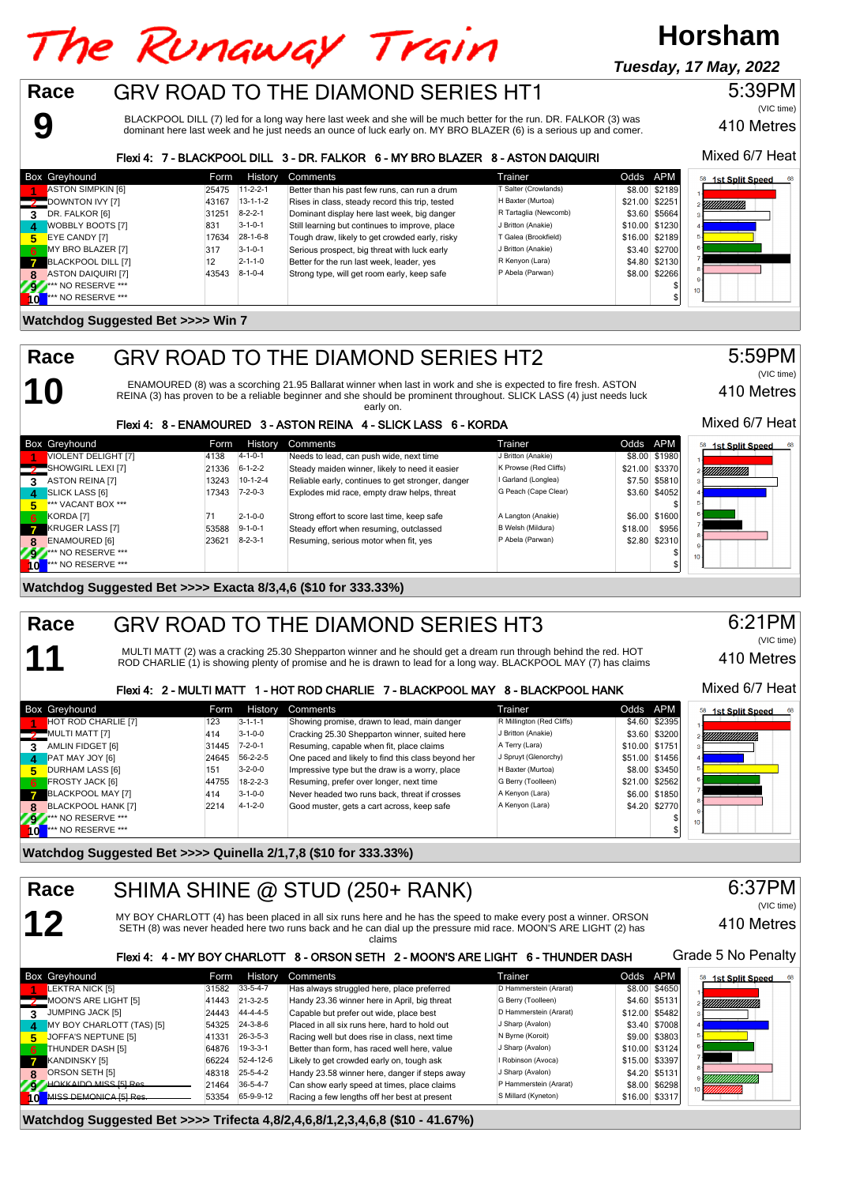# The Runaway Train

**Horsham**

*Tuesday, 17 May, 2022*

## Race 9 — GRV ROAD TO THE DIAMOND SERIES HT1

5:39PM (VIC time) — 410 Metres — Mixed 6/7 Heat

BLACKPOOL DILL (7) led for a long way here last week and she will be much better for the run. DR. FALKOR (3) was dominant here last week and he just needs an ounce of luck early on. MY BRO BLAZER (6) is a serious up and comer.

**Flexi 4: 7 - BLACKPOOL DILL 3 - DR. FALKOR 6 - MY BRO BLAZER 8 - ASTON DAIQUIRI**

| Box | Greyhound | Form | History | Comments | Trainer | Odds | APM |
|---|---|---|---|---|---|---|---|
| 1 | ASTON SIMPKIN [6] | 25475 | 11-2-2-1 | Better than his past few runs, can run a drum | T Salter (Crowlands) | $8.00 | $2189 |
| 2 | DOWNTON IVY [7] | 43167 | 13-1-1-2 | Rises in class, steady record this trip, tested | H Baxter (Murtoa) | $21.00 | $2251 |
| 3 | DR. FALKOR [6] | 31251 | 8-2-2-1 | Dominant display here last week, big danger | R Tartaglia (Newcomb) | $3.60 | $5664 |
| 4 | WOBBLY BOOTS [7] | 831 | 3-1-0-1 | Still learning but continues to improve, place | J Britton (Anakie) | $10.00 | $1230 |
| 5 | EYE CANDY [7] | 17634 | 28-1-6-8 | Tough draw, likely to get crowded early, risky | T Galea (Brookfield) | $16.00 | $2189 |
| 6 | MY BRO BLAZER [7] | 317 | 3-1-0-1 | Serious prospect, big threat with luck early | J Britton (Anakie) | $3.40 | $2700 |
| 7 | BLACKPOOL DILL [7] | 12 | 2-1-1-0 | Better for the run last week, leader, yes | R Kenyon (Lara) | $4.80 | $2130 |
| 8 | ASTON DAIQUIRI [7] | 43543 | 8-1-0-4 | Strong type, will get room early, keep safe | P Abela (Parwan) | $8.00 | $2266 |
| 9 | *** NO RESERVE *** | | | | | | $ |
| 10 | *** NO RESERVE *** | | | | | | $ |

**Watchdog Suggested Bet >>>> Win 7**

## Race 10 — GRV ROAD TO THE DIAMOND SERIES HT2

5:59PM (VIC time) — 410 Metres — Mixed 6/7 Heat

ENAMOURED (8) was a scorching 21.95 Ballarat winner when last in work and she is expected to fire fresh. ASTON REINA (3) has proven to be a reliable beginner and she should be prominent throughout. SLICK LASS (4) just needs luck early on.

**Flexi 4: 8 - ENAMOURED 3 - ASTON REINA 4 - SLICK LASS 6 - KORDA**

| Box | Greyhound | Form | History | Comments | Trainer | Odds | APM |
|---|---|---|---|---|---|---|---|
| 1 | VIOLENT DELIGHT [7] | 4138 | 4-1-0-1 | Needs to lead, can push wide, next time | J Britton (Anakie) | $8.00 | $1980 |
| 2 | SHOWGIRL LEXI [7] | 21336 | 6-1-2-2 | Steady maiden winner, likely to need it easier | K Prowse (Red Cliffs) | $21.00 | $3370 |
| 3 | ASTON REINA [7] | 13243 | 10-1-2-4 | Reliable early, continues to get stronger, danger | I Garland (Longlea) | $7.50 | $5810 |
| 4 | SLICK LASS [6] | 17343 | 7-2-0-3 | Explodes mid race, empty draw helps, threat | G Peach (Cape Clear) | $3.60 | $4052 |
| 5 | *** VACANT BOX *** | | | | | | $ |
| 6 | KORDA [7] | 71 | 2-1-0-0 | Strong effort to score last time, keep safe | A Langton (Anakie) | $6.00 | $1600 |
| 7 | KRUGER LASS [7] | 53588 | 9-1-0-1 | Steady effort when resuming, outclassed | B Welsh (Mildura) | $18.00 | $956 |
| 8 | ENAMOURED [6] | 23621 | 8-2-3-1 | Resuming, serious motor when fit, yes | P Abela (Parwan) | $2.80 | $2310 |
| 9 | *** NO RESERVE *** | | | | | | $ |
| 10 | *** NO RESERVE *** | | | | | | $ |

**Watchdog Suggested Bet >>>> Exacta 8/3,4,6 ($10 for 333.33%)**

## Race 11 — GRV ROAD TO THE DIAMOND SERIES HT3

6:21PM (VIC time) — 410 Metres — Mixed 6/7 Heat

MULTI MATT (2) was a cracking 25.30 Shepparton winner and he should get a dream run through behind the red. HOT ROD CHARLIE (1) is showing plenty of promise and he is drawn to lead for a long way. BLACKPOOL MAY (7) has claims

**Flexi 4: 2 - MULTI MATT 1 - HOT ROD CHARLIE 7 - BLACKPOOL MAY 8 - BLACKPOOL HANK**

| Box | Greyhound | Form | History | Comments | Trainer | Odds | APM |
|---|---|---|---|---|---|---|---|
| 1 | HOT ROD CHARLIE [7] | 123 | 3-1-1-1 | Showing promise, drawn to lead, main danger | R Millington (Red Cliffs) | $4.60 | $2395 |
| 2 | MULTI MATT [7] | 414 | 3-1-0-0 | Cracking 25.30 Shepparton winner, suited here | J Britton (Anakie) | $3.60 | $3200 |
| 3 | AMLIN FIDGET [6] | 31445 | 7-2-0-1 | Resuming, capable when fit, place claims | A Terry (Lara) | $10.00 | $1751 |
| 4 | PAT MAY JOY [6] | 24645 | 56-2-2-5 | One paced and likely to find this class beyond her | J Spruyt (Glenorchy) | $51.00 | $1456 |
| 5 | DURHAM LASS [6] | 151 | 3-2-0-0 | Impressive type but the draw is a worry, place | H Baxter (Murtoa) | $8.00 | $3450 |
| 6 | FROSTY JACK [6] | 44755 | 18-2-2-3 | Resuming, prefer over longer, next time | G Berry (Toolleen) | $21.00 | $2562 |
| 7 | BLACKPOOL MAY [7] | 414 | 3-1-0-0 | Never headed two runs back, threat if crosses | A Kenyon (Lara) | $6.00 | $1850 |
| 8 | BLACKPOOL HANK [7] | 2214 | 4-1-2-0 | Good muster, gets a cart across, keep safe | A Kenyon (Lara) | $4.20 | $2770 |
| 9 | *** NO RESERVE *** | | | | | | $ |
| 10 | *** NO RESERVE *** | | | | | | $ |

**Watchdog Suggested Bet >>>> Quinella 2/1,7,8 ($10 for 333.33%)**

## Race 12 — SHIMA SHINE @ STUD (250+ RANK)

6:37PM (VIC time) — 410 Metres — Grade 5 No Penalty

MY BOY CHARLOTT (4) has been placed in all six runs here and he has the speed to make every post a winner. ORSON SETH (8) was never headed here two runs back and he can dial up the pressure mid race. MOON'S ARE LIGHT (2) has claims

**Flexi 4: 4 - MY BOY CHARLOTT 8 - ORSON SETH 2 - MOON'S ARE LIGHT 6 - THUNDER DASH**

| Box | Greyhound | Form | History | Comments | Trainer | Odds | APM |
|---|---|---|---|---|---|---|---|
| 1 | LEKTRA NICK [5] | 31582 | 33-5-4-7 | Has always struggled here, place preferred | D Hammerstein (Ararat) | $8.00 | $4650 |
| 2 | MOON'S ARE LIGHT [5] | 41443 | 21-3-2-5 | Handy 23.36 winner here in April, big threat | G Berry (Toolleen) | $4.60 | $5131 |
| 3 | JUMPING JACK [5] | 24443 | 44-4-4-5 | Capable but prefer out wide, place best | D Hammerstein (Ararat) | $12.00 | $5482 |
| 4 | MY BOY CHARLOTT (TAS) [5] | 54325 | 24-3-8-6 | Placed in all six runs here, hard to hold out | J Sharp (Avalon) | $3.40 | $7008 |
| 5 | JOFFA'S NEPTUNE [5] | 41331 | 26-3-5-3 | Racing well but does rise in class, next time | N Byrne (Koroit) | $9.00 | $3803 |
| 6 | THUNDER DASH [5] | 64876 | 19-3-3-1 | Better than form, has raced well here, value | J Sharp (Avalon) | $10.00 | $3124 |
| 7 | KANDINSKY [5] | 66224 | 52-4-12-6 | Likely to get crowded early on, tough ask | I Robinson (Avoca) | $15.00 | $3397 |
| 8 | ORSON SETH [5] | 48318 | 25-5-4-2 | Handy 23.58 winner here, danger if steps away | J Sharp (Avalon) | $4.20 | $5131 |
| 9 | ~~HOKKAIDO MISS [5] Res.~~ | 21464 | 36-5-4-7 | Can show early speed at times, place claims | D Hammerstein (Ararat) | $8.00 | $6298 |
| 10 | ~~MISS DEMONICA [5] Res.~~ | 53354 | 65-9-9-12 | Racing a few lengths off her best at present | S Millard (Kyneton) | $16.00 | $3317 |

**Watchdog Suggested Bet >>>> Trifecta 4,8/2,4,6,8/1,2,3,4,6,8 ($10 - 41.67%)**